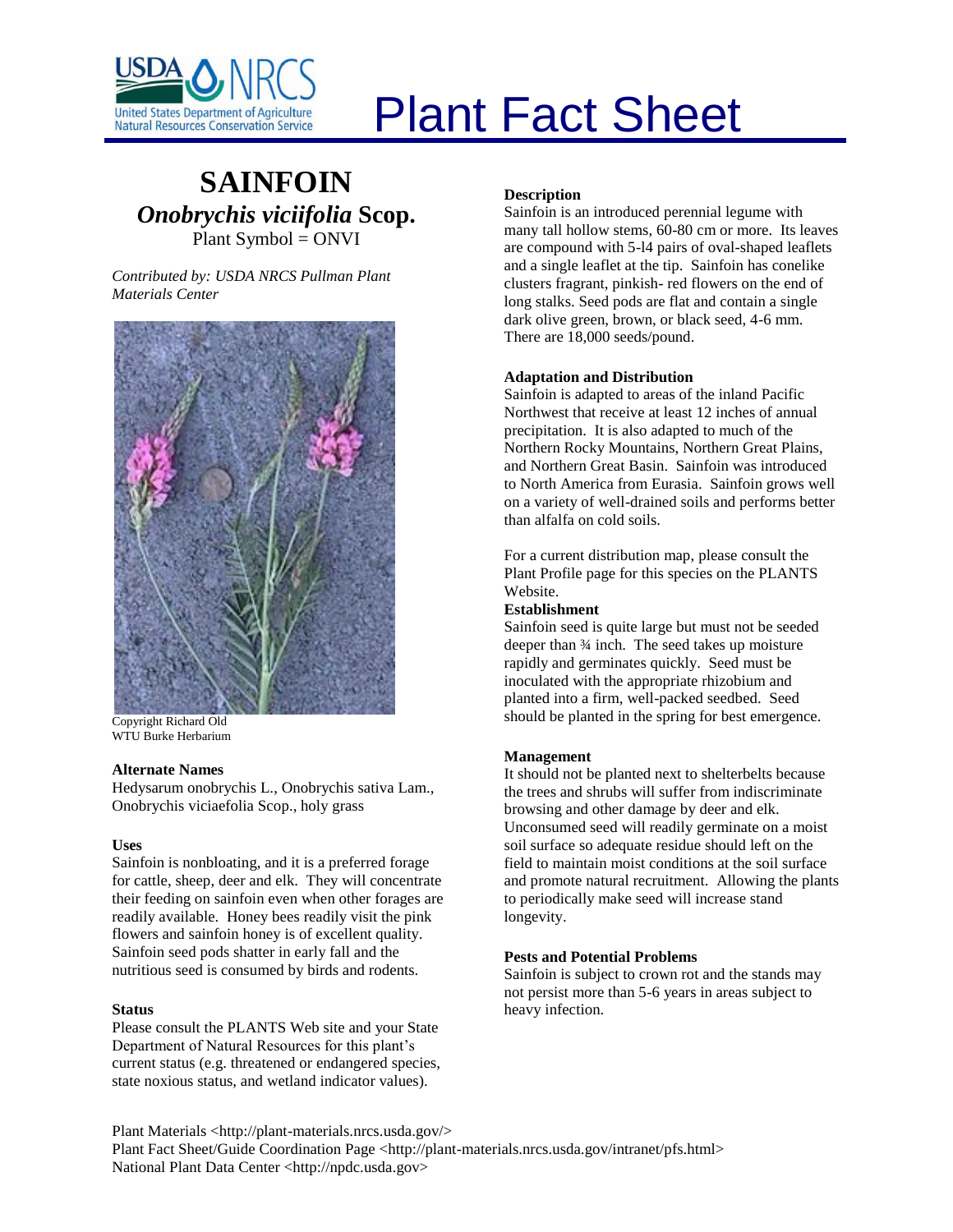# Plant Fact Sheet

## SAINFOIN

### *Onobrychis viciifolia* Scop.

Plant Symbol = ONVI

*Contributed by: USDA NRCS Pullman Plant Materials Center*

Copyright Richard Old
WTU Burke Herbarium

### Alternate Names

Hedysarum onobrychis L., Onobrychis sativa Lam., Onobrychis viciaefolia Scop., holy grass

### Uses

Sainfoin is nonbloating, and it is a preferred forage for cattle, sheep, deer and elk. They will concentrate their feeding on sainfoin even when other forages are readily available. Honey bees readily visit the pink flowers and sainfoin honey is of excellent quality. Sainfoin seed pods shatter in early fall and the nutritious seed is consumed by birds and rodents.

### Status

Please consult the PLANTS Web site and your State Department of Natural Resources for this plant's current status (e.g. threatened or endangered species, state noxious status, and wetland indicator values).

### Description

Sainfoin is an introduced perennial legume with many tall hollow stems, 60-80 cm or more. Its leaves are compound with 5-l4 pairs of oval-shaped leaflets and a single leaflet at the tip. Sainfoin has conelike clusters fragrant, pinkish- red flowers on the end of long stalks. Seed pods are flat and contain a single dark olive green, brown, or black seed, 4-6 mm. There are 18,000 seeds/pound.

### Adaptation and Distribution

Sainfoin is adapted to areas of the inland Pacific Northwest that receive at least 12 inches of annual precipitation. It is also adapted to much of the Northern Rocky Mountains, Northern Great Plains, and Northern Great Basin. Sainfoin was introduced to North America from Eurasia. Sainfoin grows well on a variety of well-drained soils and performs better than alfalfa on cold soils.

For a current distribution map, please consult the Plant Profile page for this species on the PLANTS Website.

### Establishment

Sainfoin seed is quite large but must not be seeded deeper than ¾ inch. The seed takes up moisture rapidly and germinates quickly. Seed must be inoculated with the appropriate rhizobium and planted into a firm, well-packed seedbed. Seed should be planted in the spring for best emergence.

### Management

It should not be planted next to shelterbelts because the trees and shrubs will suffer from indiscriminate browsing and other damage by deer and elk. Unconsumed seed will readily germinate on a moist soil surface so adequate residue should left on the field to maintain moist conditions at the soil surface and promote natural recruitment. Allowing the plants to periodically make seed will increase stand longevity.

### Pests and Potential Problems

Sainfoin is subject to crown rot and the stands may not persist more than 5-6 years in areas subject to heavy infection.

Plant Materials <http://plant-materials.nrcs.usda.gov/>
Plant Fact Sheet/Guide Coordination Page <http://plant-materials.nrcs.usda.gov/intranet/pfs.html>
National Plant Data Center <http://npdc.usda.gov>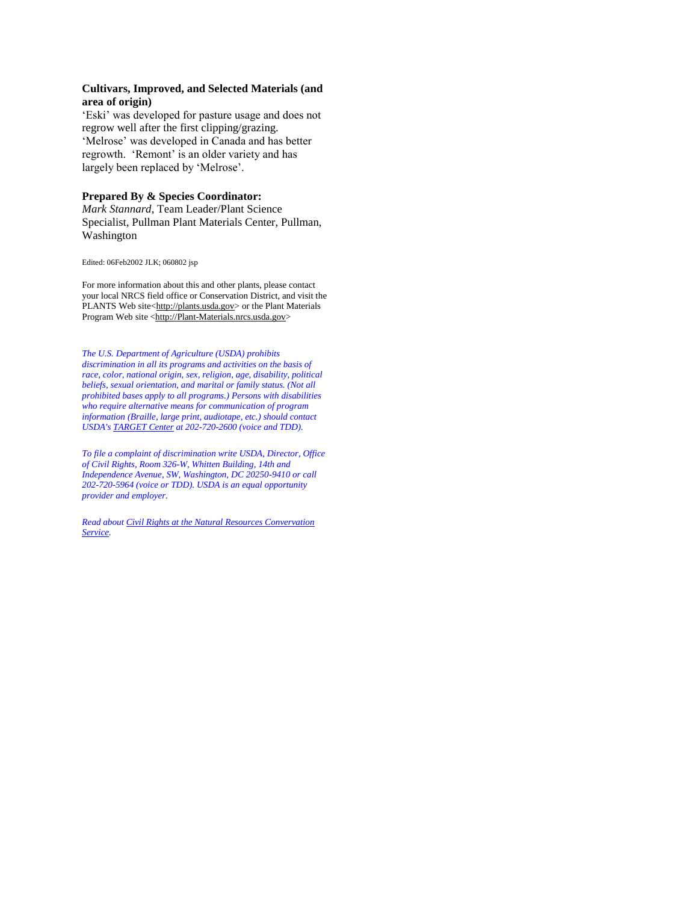**Cultivars, Improved, and Selected Materials (and area of origin)**

'Eski' was developed for pasture usage and does not regrow well after the first clipping/grazing. 'Melrose' was developed in Canada and has better regrowth. 'Remont' is an older variety and has largely been replaced by 'Melrose'.

**Prepared By & Species Coordinator:**

*Mark Stannard*, Team Leader/Plant Science Specialist, Pullman Plant Materials Center, Pullman, Washington

Edited: 06Feb2002 JLK; 060802 jsp

For more information about this and other plants, please contact your local NRCS field office or Conservation District, and visit the PLANTS Web site<http://plants.usda.gov> or the Plant Materials Program Web site <http://Plant-Materials.nrcs.usda.gov>

*The U.S. Department of Agriculture (USDA) prohibits discrimination in all its programs and activities on the basis of race, color, national origin, sex, religion, age, disability, political beliefs, sexual orientation, and marital or family status. (Not all prohibited bases apply to all programs.) Persons with disabilities who require alternative means for communication of program information (Braille, large print, audiotape, etc.) should contact USDA's TARGET Center at 202-720-2600 (voice and TDD).*

*To file a complaint of discrimination write USDA, Director, Office of Civil Rights, Room 326-W, Whitten Building, 14th and Independence Avenue, SW, Washington, DC 20250-9410 or call 202-720-5964 (voice or TDD). USDA is an equal opportunity provider and employer.*

*Read about Civil Rights at the Natural Resources Conservation Service.*